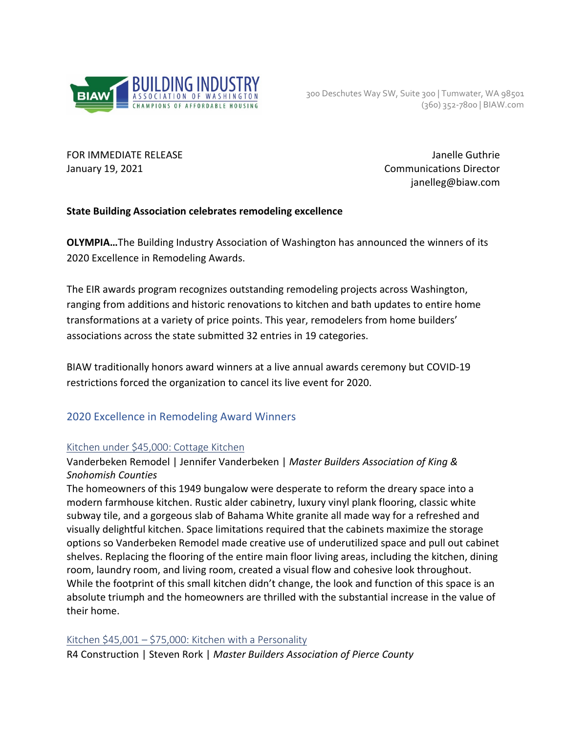BUILDING INDUSTRY ASSOCIATION OF WASHINGTON
CHAMPIONS OF AFFORDABLE HOUSING

300 Deschutes Way SW, Suite 300 | Tumwater, WA 98501
(360) 352-7800 | BIAW.com

FOR IMMEDIATE RELEASE
January 19, 2021

Janelle Guthrie
Communications Director
janelleg@biaw.com

**State Building Association celebrates remodeling excellence**

**OLYMPIA…**The Building Industry Association of Washington has announced the winners of its 2020 Excellence in Remodeling Awards.

The EIR awards program recognizes outstanding remodeling projects across Washington, ranging from additions and historic renovations to kitchen and bath updates to entire home transformations at a variety of price points. This year, remodelers from home builders' associations across the state submitted 32 entries in 19 categories.

BIAW traditionally honors award winners at a live annual awards ceremony but COVID-19 restrictions forced the organization to cancel its live event for 2020.

## 2020 Excellence in Remodeling Award Winners

### Kitchen under $45,000: Cottage Kitchen

Vanderbeken Remodel | Jennifer Vanderbeken | *Master Builders Association of King & Snohomish Counties*

The homeowners of this 1949 bungalow were desperate to reform the dreary space into a modern farmhouse kitchen. Rustic alder cabinetry, luxury vinyl plank flooring, classic white subway tile, and a gorgeous slab of Bahama White granite all made way for a refreshed and visually delightful kitchen. Space limitations required that the cabinets maximize the storage options so Vanderbeken Remodel made creative use of underutilized space and pull out cabinet shelves. Replacing the flooring of the entire main floor living areas, including the kitchen, dining room, laundry room, and living room, created a visual flow and cohesive look throughout. While the footprint of this small kitchen didn't change, the look and function of this space is an absolute triumph and the homeowners are thrilled with the substantial increase in the value of their home.

### Kitchen $45,001 – $75,000: Kitchen with a Personality

R4 Construction | Steven Rork | *Master Builders Association of Pierce County*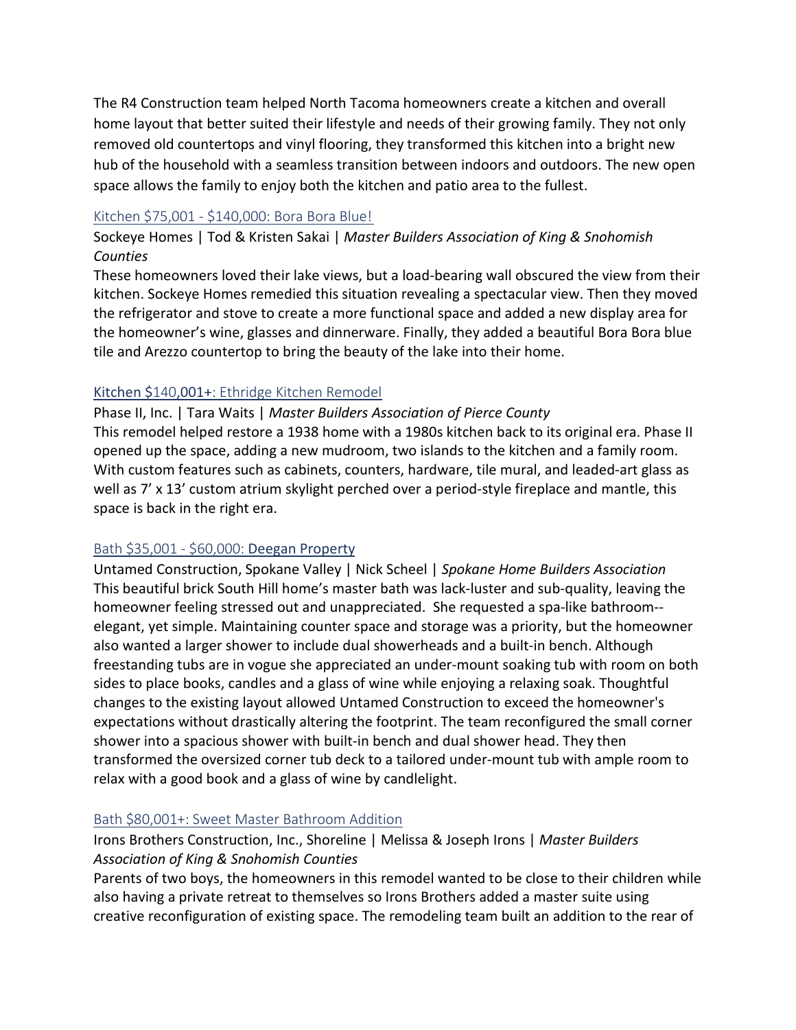The R4 Construction team helped North Tacoma homeowners create a kitchen and overall home layout that better suited their lifestyle and needs of their growing family. They not only removed old countertops and vinyl flooring, they transformed this kitchen into a bright new hub of the household with a seamless transition between indoors and outdoors. The new open space allows the family to enjoy both the kitchen and patio area to the fullest.

### Kitchen $75,001 - $140,000: Bora Bora Blue!

Sockeye Homes | Tod & Kristen Sakai | *Master Builders Association of King & Snohomish Counties*

These homeowners loved their lake views, but a load-bearing wall obscured the view from their kitchen. Sockeye Homes remedied this situation revealing a spectacular view. Then they moved the refrigerator and stove to create a more functional space and added a new display area for the homeowner's wine, glasses and dinnerware. Finally, they added a beautiful Bora Bora blue tile and Arezzo countertop to bring the beauty of the lake into their home.

### Kitchen $140,001+: Ethridge Kitchen Remodel

Phase II, Inc. | Tara Waits | *Master Builders Association of Pierce County*

This remodel helped restore a 1938 home with a 1980s kitchen back to its original era. Phase II opened up the space, adding a new mudroom, two islands to the kitchen and a family room. With custom features such as cabinets, counters, hardware, tile mural, and leaded-art glass as well as 7' x 13' custom atrium skylight perched over a period-style fireplace and mantle, this space is back in the right era.

### Bath $35,001 - $60,000: Deegan Property

Untamed Construction, Spokane Valley | Nick Scheel | *Spokane Home Builders Association*

This beautiful brick South Hill home's master bath was lack-luster and sub-quality, leaving the homeowner feeling stressed out and unappreciated. She requested a spa-like bathroom--elegant, yet simple. Maintaining counter space and storage was a priority, but the homeowner also wanted a larger shower to include dual showerheads and a built-in bench. Although freestanding tubs are in vogue she appreciated an under-mount soaking tub with room on both sides to place books, candles and a glass of wine while enjoying a relaxing soak. Thoughtful changes to the existing layout allowed Untamed Construction to exceed the homeowner's expectations without drastically altering the footprint. The team reconfigured the small corner shower into a spacious shower with built-in bench and dual shower head. They then transformed the oversized corner tub deck to a tailored under-mount tub with ample room to relax with a good book and a glass of wine by candlelight.

### Bath $80,001+: Sweet Master Bathroom Addition

Irons Brothers Construction, Inc., Shoreline | Melissa & Joseph Irons | *Master Builders Association of King & Snohomish Counties*

Parents of two boys, the homeowners in this remodel wanted to be close to their children while also having a private retreat to themselves so Irons Brothers added a master suite using creative reconfiguration of existing space. The remodeling team built an addition to the rear of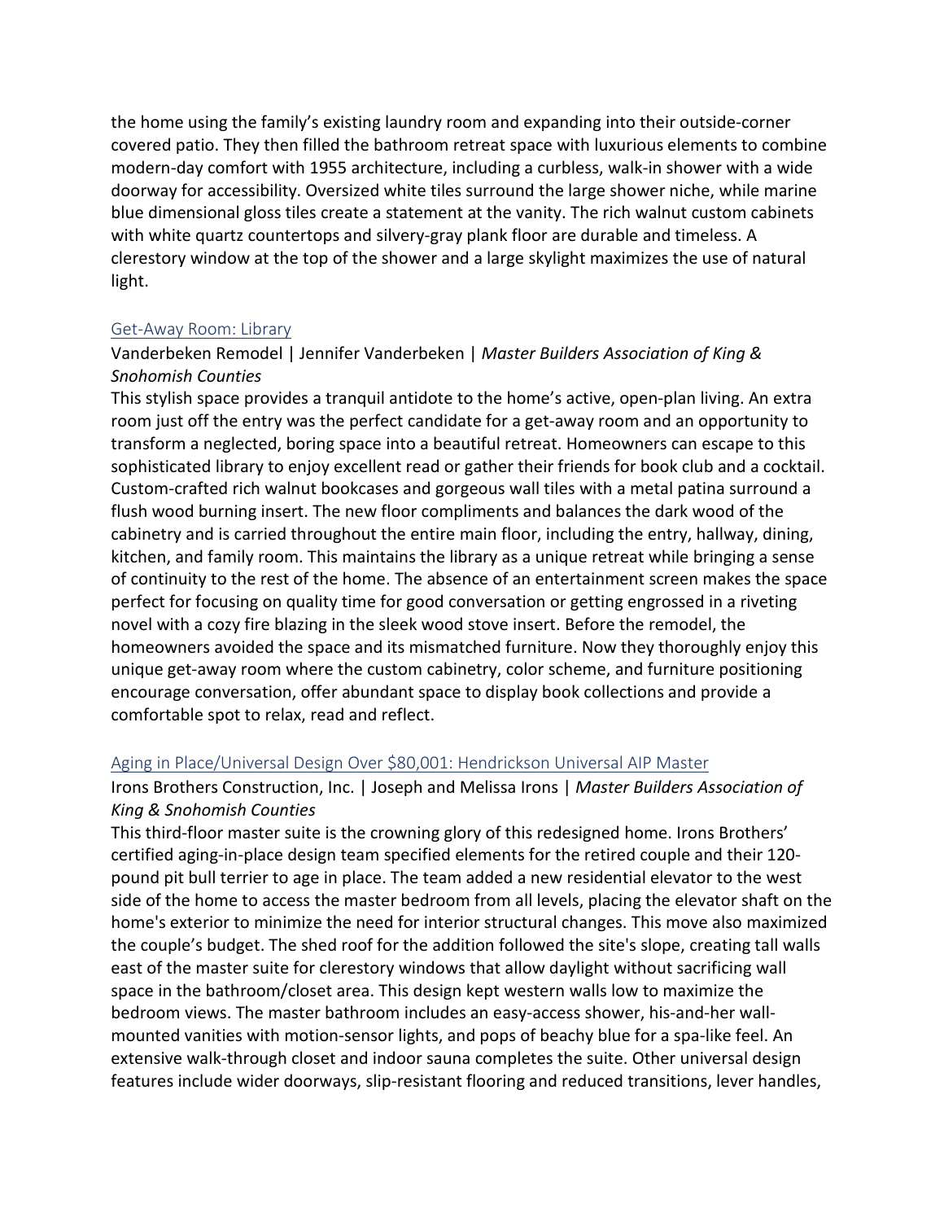the home using the family's existing laundry room and expanding into their outside-corner covered patio. They then filled the bathroom retreat space with luxurious elements to combine modern-day comfort with 1955 architecture, including a curbless, walk-in shower with a wide doorway for accessibility. Oversized white tiles surround the large shower niche, while marine blue dimensional gloss tiles create a statement at the vanity. The rich walnut custom cabinets with white quartz countertops and silvery-gray plank floor are durable and timeless. A clerestory window at the top of the shower and a large skylight maximizes the use of natural light.

### Get-Away Room: Library

Vanderbeken Remodel | Jennifer Vanderbeken | *Master Builders Association of King & Snohomish Counties*

This stylish space provides a tranquil antidote to the home's active, open-plan living. An extra room just off the entry was the perfect candidate for a get-away room and an opportunity to transform a neglected, boring space into a beautiful retreat. Homeowners can escape to this sophisticated library to enjoy excellent read or gather their friends for book club and a cocktail. Custom-crafted rich walnut bookcases and gorgeous wall tiles with a metal patina surround a flush wood burning insert. The new floor compliments and balances the dark wood of the cabinetry and is carried throughout the entire main floor, including the entry, hallway, dining, kitchen, and family room. This maintains the library as a unique retreat while bringing a sense of continuity to the rest of the home. The absence of an entertainment screen makes the space perfect for focusing on quality time for good conversation or getting engrossed in a riveting novel with a cozy fire blazing in the sleek wood stove insert. Before the remodel, the homeowners avoided the space and its mismatched furniture. Now they thoroughly enjoy this unique get-away room where the custom cabinetry, color scheme, and furniture positioning encourage conversation, offer abundant space to display book collections and provide a comfortable spot to relax, read and reflect.

### Aging in Place/Universal Design Over $80,001: Hendrickson Universal AIP Master

Irons Brothers Construction, Inc. | Joseph and Melissa Irons | *Master Builders Association of King & Snohomish Counties*

This third-floor master suite is the crowning glory of this redesigned home. Irons Brothers' certified aging-in-place design team specified elements for the retired couple and their 120-pound pit bull terrier to age in place. The team added a new residential elevator to the west side of the home to access the master bedroom from all levels, placing the elevator shaft on the home's exterior to minimize the need for interior structural changes. This move also maximized the couple's budget. The shed roof for the addition followed the site's slope, creating tall walls east of the master suite for clerestory windows that allow daylight without sacrificing wall space in the bathroom/closet area. This design kept western walls low to maximize the bedroom views. The master bathroom includes an easy-access shower, his-and-her wall-mounted vanities with motion-sensor lights, and pops of beachy blue for a spa-like feel. An extensive walk-through closet and indoor sauna completes the suite. Other universal design features include wider doorways, slip-resistant flooring and reduced transitions, lever handles,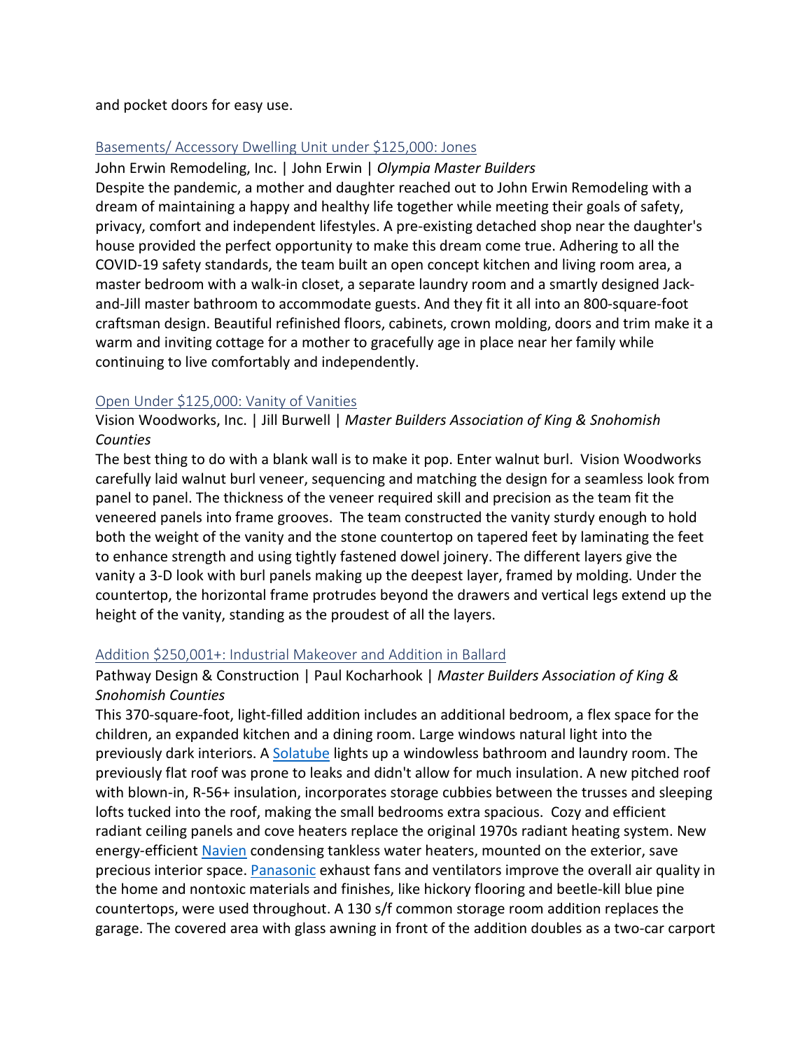and pocket doors for easy use.

[Basements/ Accessory Dwelling Unit under $125,000: Jones]

John Erwin Remodeling, Inc. | John Erwin | *Olympia Master Builders*

Despite the pandemic, a mother and daughter reached out to John Erwin Remodeling with a dream of maintaining a happy and healthy life together while meeting their goals of safety, privacy, comfort and independent lifestyles. A pre-existing detached shop near the daughter's house provided the perfect opportunity to make this dream come true. Adhering to all the COVID-19 safety standards, the team built an open concept kitchen and living room area, a master bedroom with a walk-in closet, a separate laundry room and a smartly designed Jack-and-Jill master bathroom to accommodate guests. And they fit it all into an 800-square-foot craftsman design. Beautiful refinished floors, cabinets, crown molding, doors and trim make it a warm and inviting cottage for a mother to gracefully age in place near her family while continuing to live comfortably and independently.

[Open Under $125,000: Vanity of Vanities]

Vision Woodworks, Inc. | Jill Burwell | *Master Builders Association of King & Snohomish Counties*

The best thing to do with a blank wall is to make it pop. Enter walnut burl. Vision Woodworks carefully laid walnut burl veneer, sequencing and matching the design for a seamless look from panel to panel. The thickness of the veneer required skill and precision as the team fit the veneered panels into frame grooves. The team constructed the vanity sturdy enough to hold both the weight of the vanity and the stone countertop on tapered feet by laminating the feet to enhance strength and using tightly fastened dowel joinery. The different layers give the vanity a 3-D look with burl panels making up the deepest layer, framed by molding. Under the countertop, the horizontal frame protrudes beyond the drawers and vertical legs extend up the height of the vanity, standing as the proudest of all the layers.

[Addition $250,001+: Industrial Makeover and Addition in Ballard]

Pathway Design & Construction | Paul Kocharhook | *Master Builders Association of King & Snohomish Counties*

This 370-square-foot, light-filled addition includes an additional bedroom, a flex space for the children, an expanded kitchen and a dining room. Large windows natural light into the previously dark interiors. A [Solatube] lights up a windowless bathroom and laundry room. The previously flat roof was prone to leaks and didn't allow for much insulation. A new pitched roof with blown-in, R-56+ insulation, incorporates storage cubbies between the trusses and sleeping lofts tucked into the roof, making the small bedrooms extra spacious. Cozy and efficient radiant ceiling panels and cove heaters replace the original 1970s radiant heating system. New energy-efficient [Navien] condensing tankless water heaters, mounted on the exterior, save precious interior space. [Panasonic] exhaust fans and ventilators improve the overall air quality in the home and nontoxic materials and finishes, like hickory flooring and beetle-kill blue pine countertops, were used throughout. A 130 s/f common storage room addition replaces the garage. The covered area with glass awning in front of the addition doubles as a two-car carport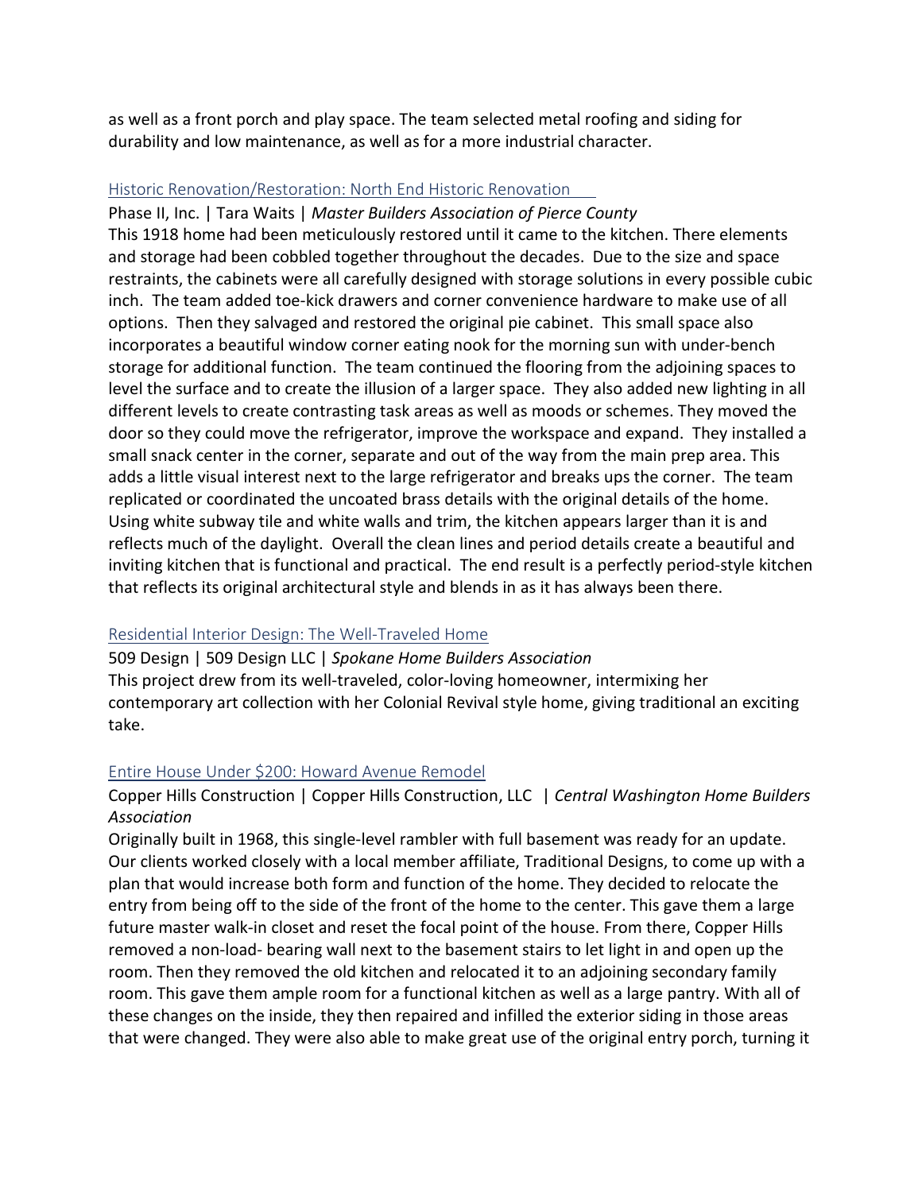as well as a front porch and play space. The team selected metal roofing and siding for durability and low maintenance, as well as for a more industrial character.

### Historic Renovation/Restoration: North End Historic Renovation

Phase II, Inc. | Tara Waits | *Master Builders Association of Pierce County*

This 1918 home had been meticulously restored until it came to the kitchen. There elements and storage had been cobbled together throughout the decades. Due to the size and space restraints, the cabinets were all carefully designed with storage solutions in every possible cubic inch. The team added toe-kick drawers and corner convenience hardware to make use of all options. Then they salvaged and restored the original pie cabinet. This small space also incorporates a beautiful window corner eating nook for the morning sun with under-bench storage for additional function. The team continued the flooring from the adjoining spaces to level the surface and to create the illusion of a larger space. They also added new lighting in all different levels to create contrasting task areas as well as moods or schemes. They moved the door so they could move the refrigerator, improve the workspace and expand. They installed a small snack center in the corner, separate and out of the way from the main prep area. This adds a little visual interest next to the large refrigerator and breaks ups the corner. The team replicated or coordinated the uncoated brass details with the original details of the home. Using white subway tile and white walls and trim, the kitchen appears larger than it is and reflects much of the daylight. Overall the clean lines and period details create a beautiful and inviting kitchen that is functional and practical. The end result is a perfectly period-style kitchen that reflects its original architectural style and blends in as it has always been there.

### Residential Interior Design: The Well-Traveled Home

509 Design | 509 Design LLC | *Spokane Home Builders Association*

This project drew from its well-traveled, color-loving homeowner, intermixing her contemporary art collection with her Colonial Revival style home, giving traditional an exciting take.

### Entire House Under $200: Howard Avenue Remodel

Copper Hills Construction | Copper Hills Construction, LLC | *Central Washington Home Builders Association*

Originally built in 1968, this single-level rambler with full basement was ready for an update. Our clients worked closely with a local member affiliate, Traditional Designs, to come up with a plan that would increase both form and function of the home. They decided to relocate the entry from being off to the side of the front of the home to the center. This gave them a large future master walk-in closet and reset the focal point of the house. From there, Copper Hills removed a non-load- bearing wall next to the basement stairs to let light in and open up the room. Then they removed the old kitchen and relocated it to an adjoining secondary family room. This gave them ample room for a functional kitchen as well as a large pantry. With all of these changes on the inside, they then repaired and infilled the exterior siding in those areas that were changed. They were also able to make great use of the original entry porch, turning it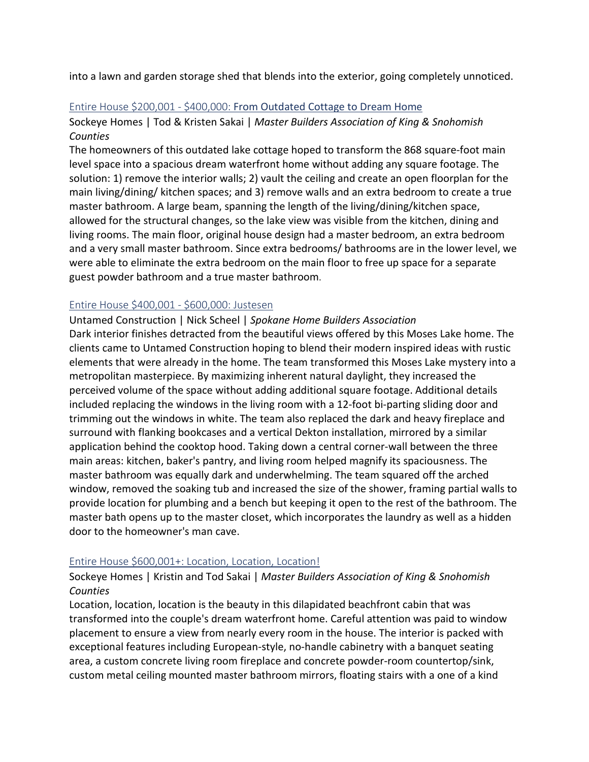into a lawn and garden storage shed that blends into the exterior, going completely unnoticed.

### Entire House $200,001 - $400,000: From Outdated Cottage to Dream Home

Sockeye Homes | Tod & Kristen Sakai | *Master Builders Association of King & Snohomish Counties*

The homeowners of this outdated lake cottage hoped to transform the 868 square-foot main level space into a spacious dream waterfront home without adding any square footage. The solution: 1) remove the interior walls; 2) vault the ceiling and create an open floorplan for the main living/dining/ kitchen spaces; and 3) remove walls and an extra bedroom to create a true master bathroom. A large beam, spanning the length of the living/dining/kitchen space, allowed for the structural changes, so the lake view was visible from the kitchen, dining and living rooms. The main floor, original house design had a master bedroom, an extra bedroom and a very small master bathroom. Since extra bedrooms/ bathrooms are in the lower level, we were able to eliminate the extra bedroom on the main floor to free up space for a separate guest powder bathroom and a true master bathroom.

### Entire House $400,001 - $600,000: Justesen

Untamed Construction | Nick Scheel | *Spokane Home Builders Association*

Dark interior finishes detracted from the beautiful views offered by this Moses Lake home. The clients came to Untamed Construction hoping to blend their modern inspired ideas with rustic elements that were already in the home. The team transformed this Moses Lake mystery into a metropolitan masterpiece. By maximizing inherent natural daylight, they increased the perceived volume of the space without adding additional square footage. Additional details included replacing the windows in the living room with a 12-foot bi-parting sliding door and trimming out the windows in white. The team also replaced the dark and heavy fireplace and surround with flanking bookcases and a vertical Dekton installation, mirrored by a similar application behind the cooktop hood. Taking down a central corner-wall between the three main areas: kitchen, baker's pantry, and living room helped magnify its spaciousness. The master bathroom was equally dark and underwhelming. The team squared off the arched window, removed the soaking tub and increased the size of the shower, framing partial walls to provide location for plumbing and a bench but keeping it open to the rest of the bathroom. The master bath opens up to the master closet, which incorporates the laundry as well as a hidden door to the homeowner's man cave.

### Entire House $600,001+: Location, Location, Location!

Sockeye Homes | Kristin and Tod Sakai | *Master Builders Association of King & Snohomish Counties*

Location, location, location is the beauty in this dilapidated beachfront cabin that was transformed into the couple's dream waterfront home. Careful attention was paid to window placement to ensure a view from nearly every room in the house. The interior is packed with exceptional features including European-style, no-handle cabinetry with a banquet seating area, a custom concrete living room fireplace and concrete powder-room countertop/sink, custom metal ceiling mounted master bathroom mirrors, floating stairs with a one of a kind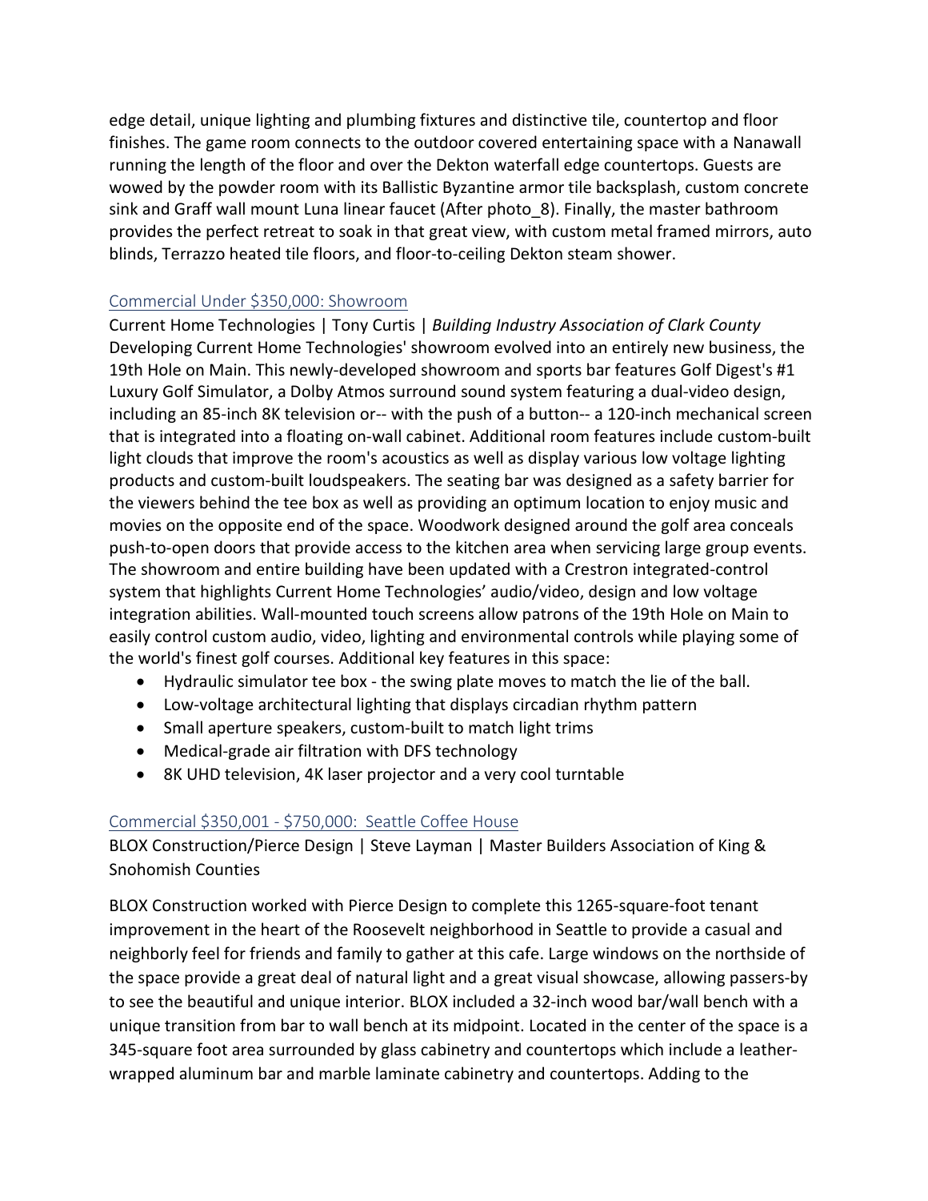edge detail, unique lighting and plumbing fixtures and distinctive tile, countertop and floor finishes. The game room connects to the outdoor covered entertaining space with a Nanawall running the length of the floor and over the Dekton waterfall edge countertops. Guests are wowed by the powder room with its Ballistic Byzantine armor tile backsplash, custom concrete sink and Graff wall mount Luna linear faucet (After photo_8). Finally, the master bathroom provides the perfect retreat to soak in that great view, with custom metal framed mirrors, auto blinds, Terrazzo heated tile floors, and floor-to-ceiling Dekton steam shower.

### Commercial Under $350,000: Showroom

Current Home Technologies | Tony Curtis | *Building Industry Association of Clark County*
Developing Current Home Technologies' showroom evolved into an entirely new business, the 19th Hole on Main. This newly-developed showroom and sports bar features Golf Digest's #1 Luxury Golf Simulator, a Dolby Atmos surround sound system featuring a dual-video design, including an 85-inch 8K television or-- with the push of a button-- a 120-inch mechanical screen that is integrated into a floating on-wall cabinet. Additional room features include custom-built light clouds that improve the room's acoustics as well as display various low voltage lighting products and custom-built loudspeakers. The seating bar was designed as a safety barrier for the viewers behind the tee box as well as providing an optimum location to enjoy music and movies on the opposite end of the space. Woodwork designed around the golf area conceals push-to-open doors that provide access to the kitchen area when servicing large group events. The showroom and entire building have been updated with a Crestron integrated-control system that highlights Current Home Technologies' audio/video, design and low voltage integration abilities. Wall-mounted touch screens allow patrons of the 19th Hole on Main to easily control custom audio, video, lighting and environmental controls while playing some of the world's finest golf courses. Additional key features in this space:

- Hydraulic simulator tee box - the swing plate moves to match the lie of the ball.
- Low-voltage architectural lighting that displays circadian rhythm pattern
- Small aperture speakers, custom-built to match light trims
- Medical-grade air filtration with DFS technology
- 8K UHD television, 4K laser projector and a very cool turntable

### Commercial $350,001 - $750,000: Seattle Coffee House

BLOX Construction/Pierce Design | Steve Layman | Master Builders Association of King & Snohomish Counties

BLOX Construction worked with Pierce Design to complete this 1265-square-foot tenant improvement in the heart of the Roosevelt neighborhood in Seattle to provide a casual and neighborly feel for friends and family to gather at this cafe. Large windows on the northside of the space provide a great deal of natural light and a great visual showcase, allowing passers-by to see the beautiful and unique interior. BLOX included a 32-inch wood bar/wall bench with a unique transition from bar to wall bench at its midpoint. Located in the center of the space is a 345-square foot area surrounded by glass cabinetry and countertops which include a leather-wrapped aluminum bar and marble laminate cabinetry and countertops. Adding to the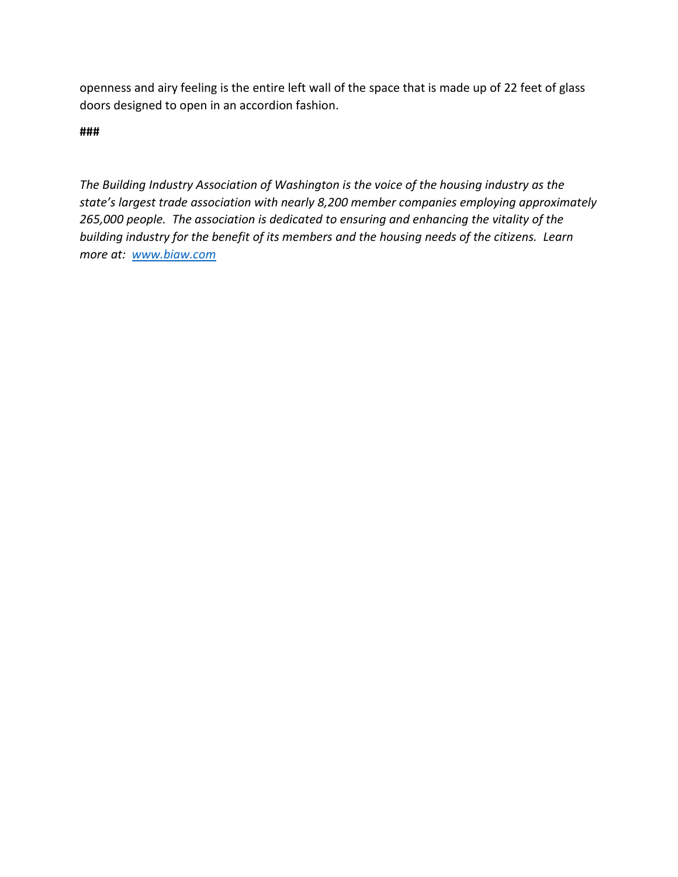openness and airy feeling is the entire left wall of the space that is made up of 22 feet of glass doors designed to open in an accordion fashion.

**###**

*The Building Industry Association of Washington is the voice of the housing industry as the state's largest trade association with nearly 8,200 member companies employing approximately 265,000 people. The association is dedicated to ensuring and enhancing the vitality of the building industry for the benefit of its members and the housing needs of the citizens. Learn more at: [www.biaw.com](http://www.biaw.com)*